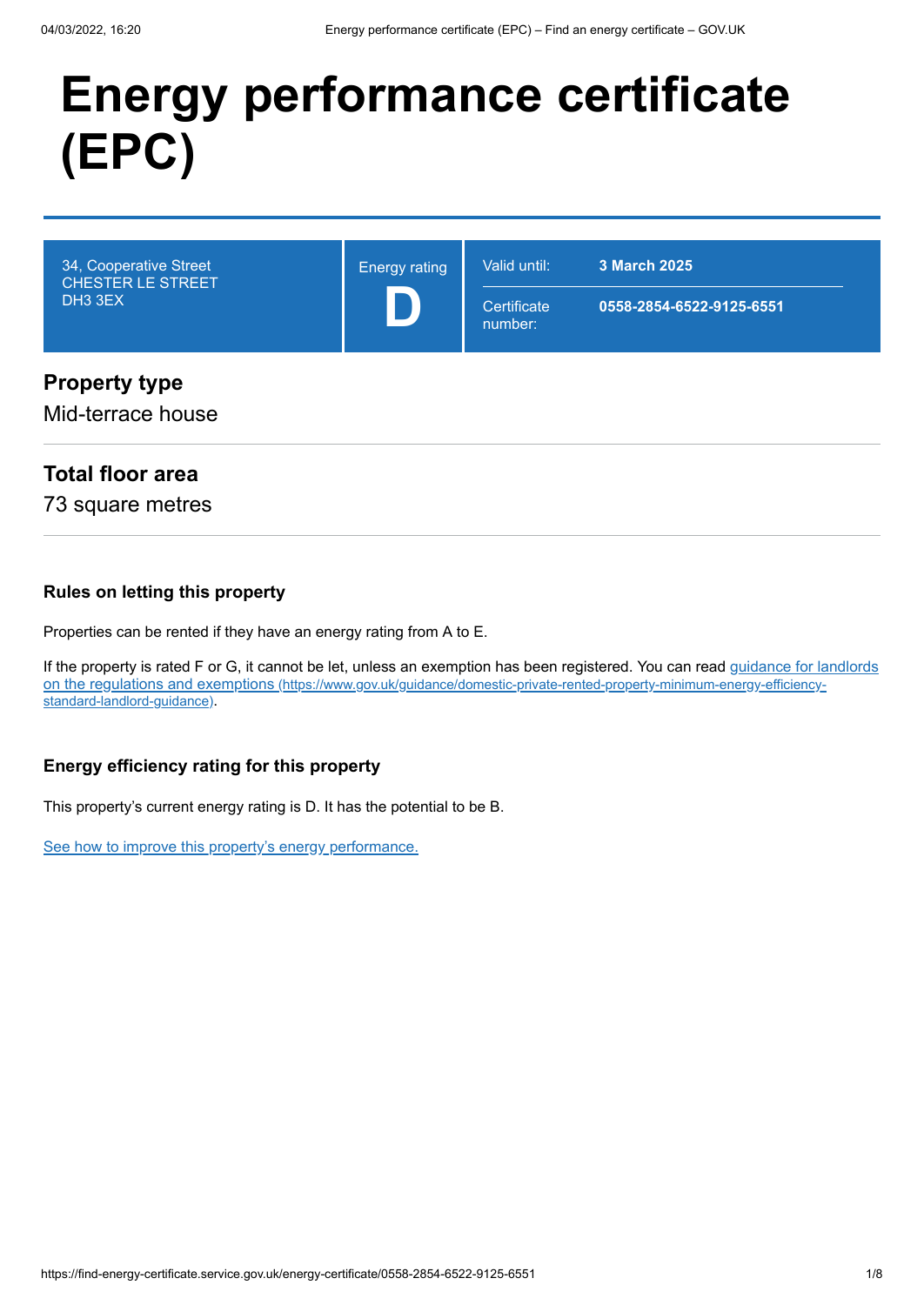# Energy performance certificate (EPC)

| 34, Cooperative Street<br>CHESTER LE STREET<br>DH3 3EX | Energy rating<br>**D** | Valid until: **3 March 2025**<br>Certificate number: **0558-2854-6522-9125-6551** |
|---|---|---|

## Property type

Mid-terrace house

## Total floor area

73 square metres

### Rules on letting this property

Properties can be rented if they have an energy rating from A to E.

If the property is rated F or G, it cannot be let, unless an exemption has been registered. You can read [guidance for landlords on the regulations and exemptions](https://www.gov.uk/guidance/domestic-private-rented-property-minimum-energy-efficiency-standard-landlord-guidance) (https://www.gov.uk/guidance/domestic-private-rented-property-minimum-energy-efficiency-standard-landlord-guidance).

### Energy efficiency rating for this property

This property's current energy rating is D. It has the potential to be B.

See how to improve this property's energy performance.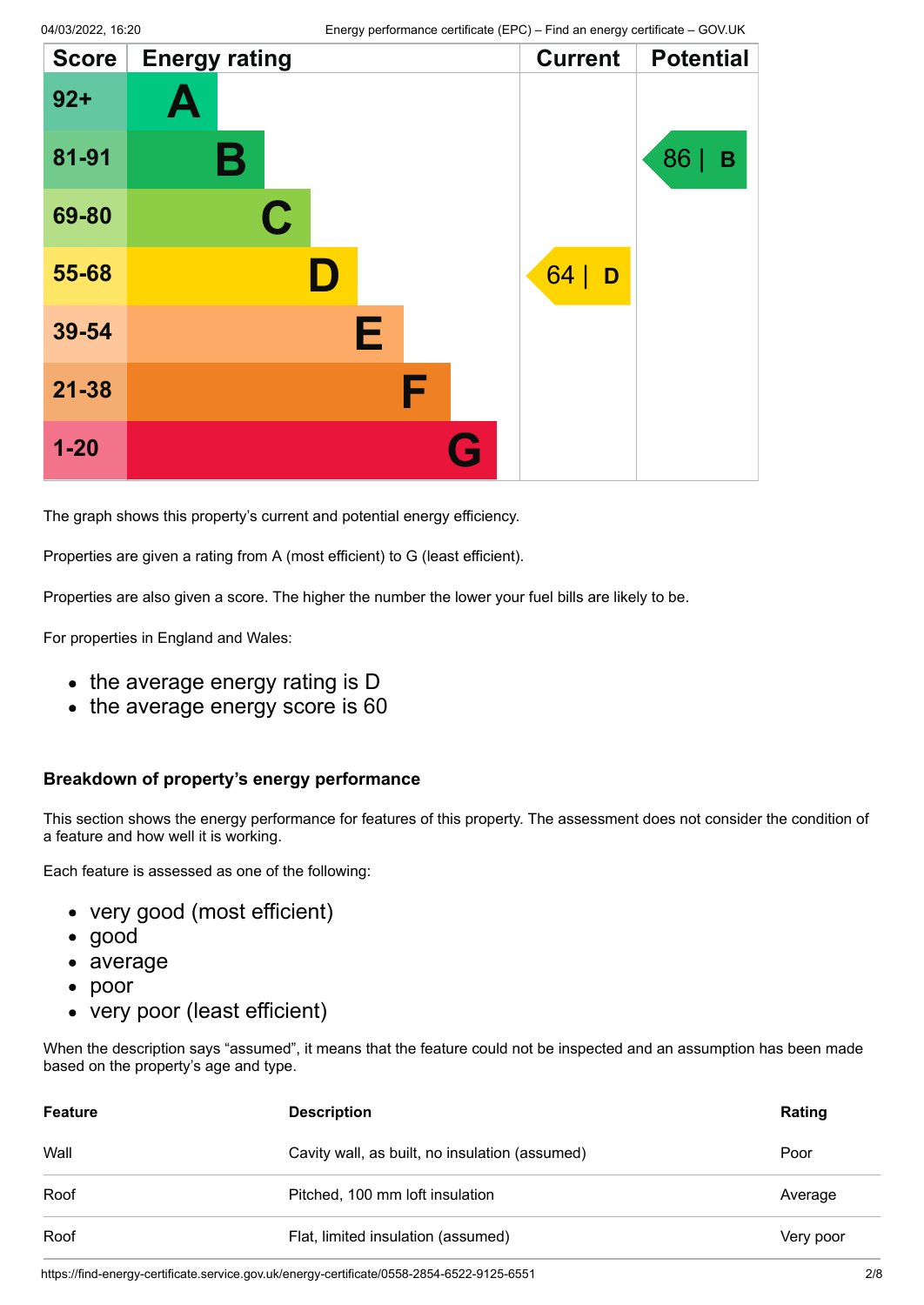| Score | Energy rating | Current | Potential |
| --- | --- | --- | --- |
| 92+ | A | | |
| 81-91 | B | | 86 \| B |
| 69-80 | C | | |
| 55-68 | D | 64 \| D | |
| 39-54 | E | | |
| 21-38 | F | | |
| 1-20 | G | | |

The graph shows this property's current and potential energy efficiency.

Properties are given a rating from A (most efficient) to G (least efficient).

Properties are also given a score. The higher the number the lower your fuel bills are likely to be.

For properties in England and Wales:

- the average energy rating is D
- the average energy score is 60

### Breakdown of property's energy performance

This section shows the energy performance for features of this property. The assessment does not consider the condition of a feature and how well it is working.

Each feature is assessed as one of the following:

- very good (most efficient)
- good
- average
- poor
- very poor (least efficient)

When the description says "assumed", it means that the feature could not be inspected and an assumption has been made based on the property's age and type.

| Feature | Description | Rating |
| --- | --- | --- |
| Wall | Cavity wall, as built, no insulation (assumed) | Poor |
| Roof | Pitched, 100 mm loft insulation | Average |
| Roof | Flat, limited insulation (assumed) | Very poor |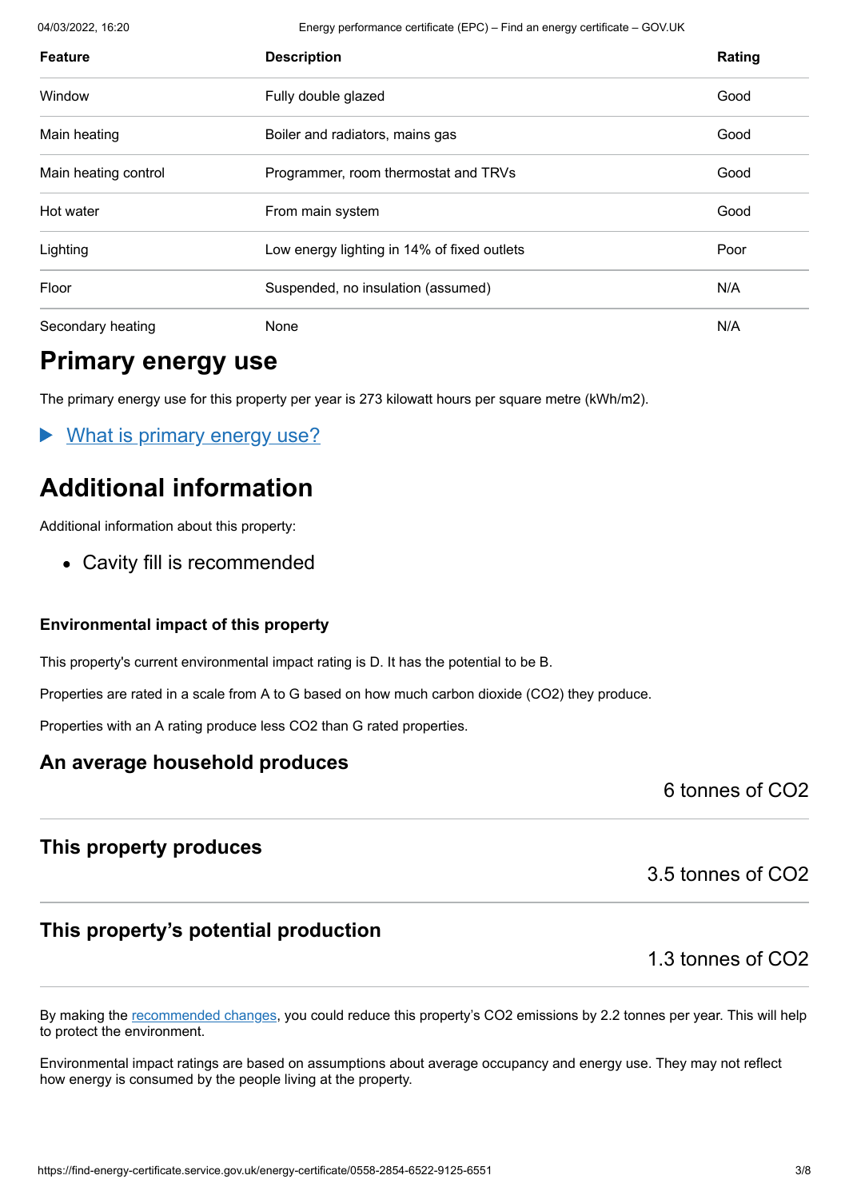| Feature | Description | Rating |
|---|---|---|
| Window | Fully double glazed | Good |
| Main heating | Boiler and radiators, mains gas | Good |
| Main heating control | Programmer, room thermostat and TRVs | Good |
| Hot water | From main system | Good |
| Lighting | Low energy lighting in 14% of fixed outlets | Poor |
| Floor | Suspended, no insulation (assumed) | N/A |
| Secondary heating | None | N/A |

## Primary energy use

The primary energy use for this property per year is 273 kilowatt hours per square metre (kWh/m2).

- What is primary energy use?

## Additional information

Additional information about this property:

- Cavity fill is recommended

### Environmental impact of this property

This property's current environmental impact rating is D. It has the potential to be B.

Properties are rated in a scale from A to G based on how much carbon dioxide ($CO_2$) they produce.

Properties with an A rating produce less $CO_2$ than G rated properties.

### An average household produces

6 tonnes of $CO_2$

### This property produces

3.5 tonnes of $CO_2$

### This property's potential production

1.3 tonnes of $CO_2$

By making the recommended changes, you could reduce this property's $CO_2$ emissions by 2.2 tonnes per year. This will help to protect the environment.

Environmental impact ratings are based on assumptions about average occupancy and energy use. They may not reflect how energy is consumed by the people living at the property.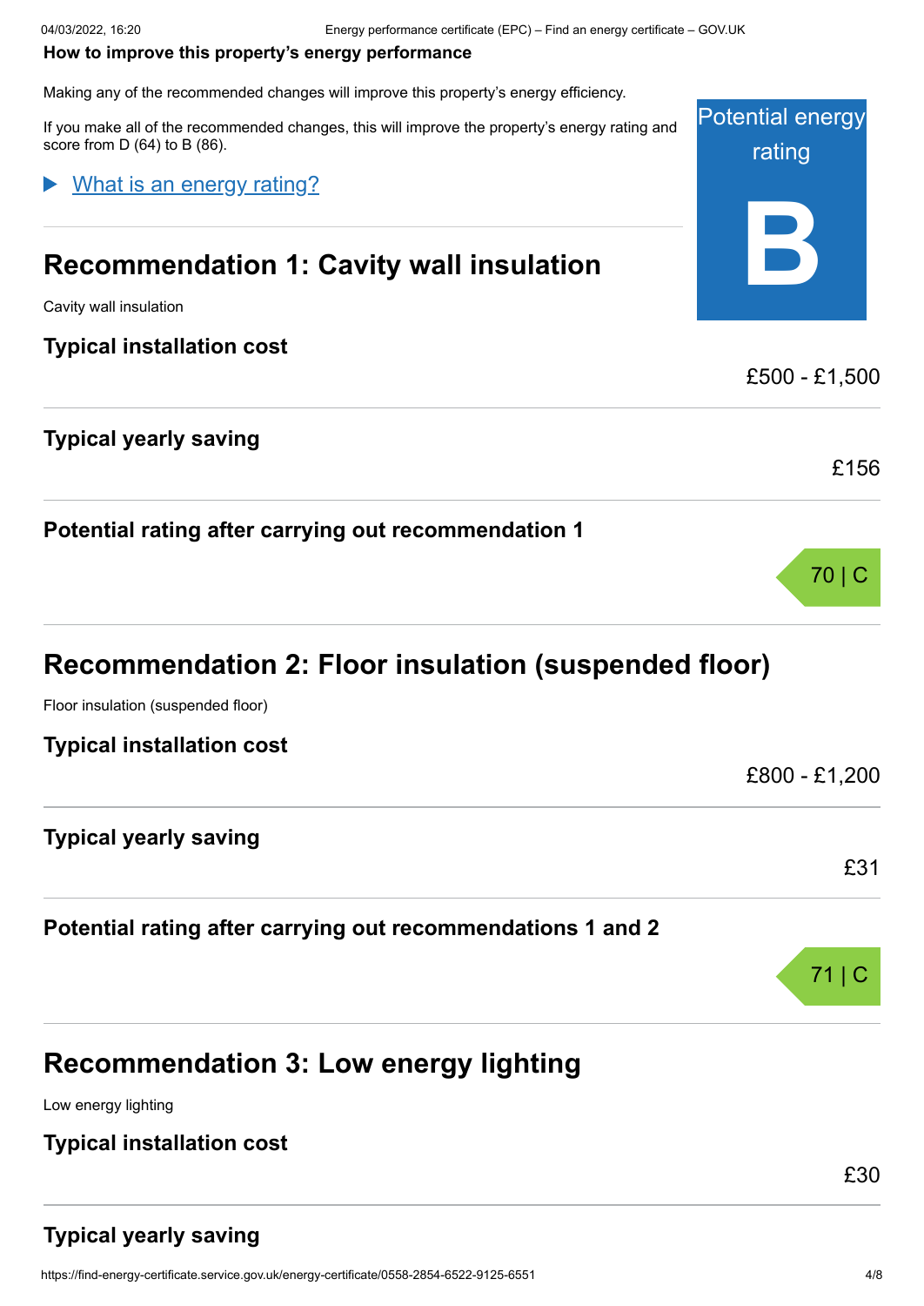**How to improve this property's energy performance**

Making any of the recommended changes will improve this property's energy efficiency.

If you make all of the recommended changes, this will improve the property's energy rating and score from D (64) to B (86).

Potential energy rating

**B**

▶ What is an energy rating?

## Recommendation 1: Cavity wall insulation

Cavity wall insulation

### Typical installation cost

£500 - £1,500

### Typical yearly saving

£156

### Potential rating after carrying out recommendation 1

70 | C

## Recommendation 2: Floor insulation (suspended floor)

Floor insulation (suspended floor)

### Typical installation cost

£800 - £1,200

### Typical yearly saving

£31

### Potential rating after carrying out recommendations 1 and 2

71 | C

## Recommendation 3: Low energy lighting

Low energy lighting

### Typical installation cost

£30

### Typical yearly saving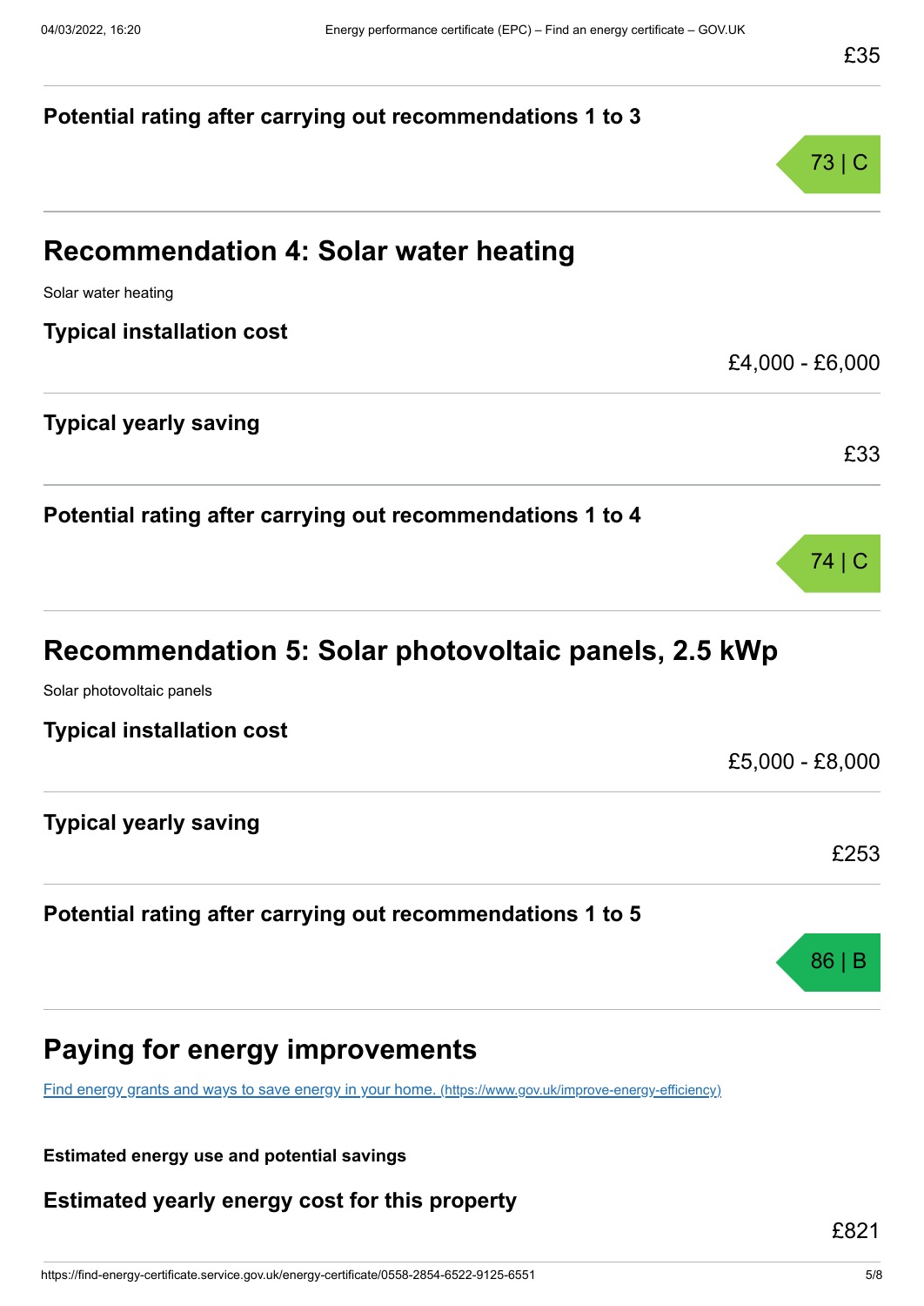£35

**Potential rating after carrying out recommendations 1 to 3**

73 | C

## Recommendation 4: Solar water heating

Solar water heating

**Typical installation cost**

£4,000 - £6,000

**Typical yearly saving**

£33

**Potential rating after carrying out recommendations 1 to 4**

74 | C

## Recommendation 5: Solar photovoltaic panels, 2.5 kWp

Solar photovoltaic panels

**Typical installation cost**

£5,000 - £8,000

**Typical yearly saving**

£253

**Potential rating after carrying out recommendations 1 to 5**

86 | B

## Paying for energy improvements

[Find energy grants and ways to save energy in your home. (https://www.gov.uk/improve-energy-efficiency)](https://www.gov.uk/improve-energy-efficiency)

**Estimated energy use and potential savings**

**Estimated yearly energy cost for this property**

£821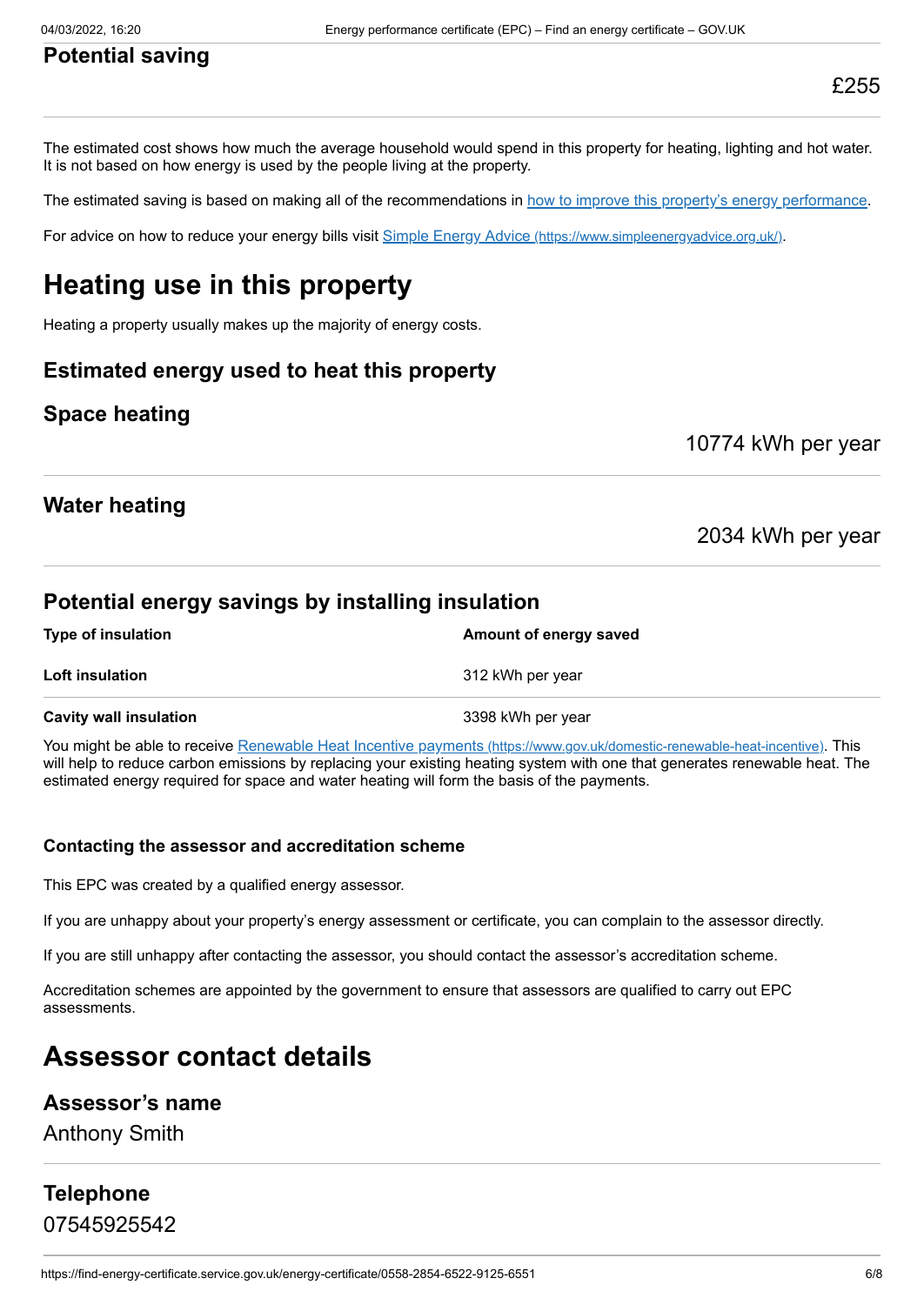### Potential saving

£255

The estimated cost shows how much the average household would spend in this property for heating, lighting and hot water. It is not based on how energy is used by the people living at the property.

The estimated saving is based on making all of the recommendations in how to improve this property's energy performance.

For advice on how to reduce your energy bills visit Simple Energy Advice (https://www.simpleenergyadvice.org.uk/).

# Heating use in this property

Heating a property usually makes up the majority of energy costs.

### Estimated energy used to heat this property

### Space heating

10774 kWh per year

### Water heating

2034 kWh per year

### Potential energy savings by installing insulation

| Type of insulation | Amount of energy saved |
| --- | --- |
| **Loft insulation** | 312 kWh per year |
| **Cavity wall insulation** | 3398 kWh per year |

You might be able to receive Renewable Heat Incentive payments (https://www.gov.uk/domestic-renewable-heat-incentive). This will help to reduce carbon emissions by replacing your existing heating system with one that generates renewable heat. The estimated energy required for space and water heating will form the basis of the payments.

#### Contacting the assessor and accreditation scheme

This EPC was created by a qualified energy assessor.

If you are unhappy about your property's energy assessment or certificate, you can complain to the assessor directly.

If you are still unhappy after contacting the assessor, you should contact the assessor's accreditation scheme.

Accreditation schemes are appointed by the government to ensure that assessors are qualified to carry out EPC assessments.

# Assessor contact details

### Assessor's name

Anthony Smith

### Telephone

07545925542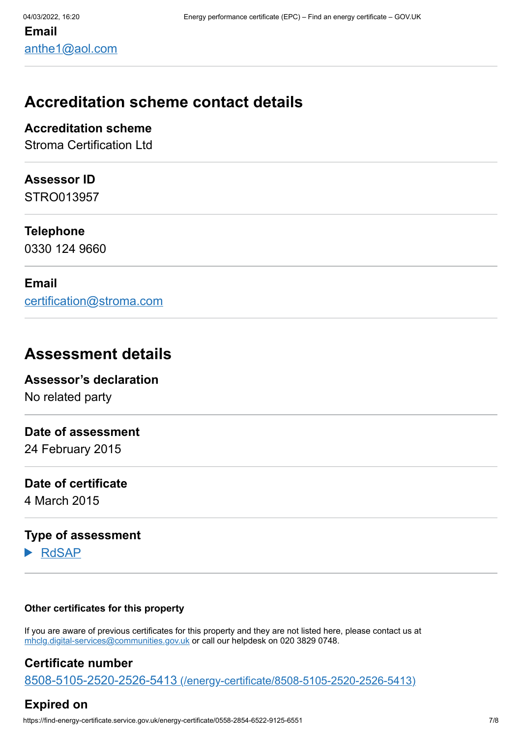**Email**

[anthe1@aol.com](mailto:anthe1@aol.com)

## Accreditation scheme contact details

**Accreditation scheme**

Stroma Certification Ltd

**Assessor ID**

STRO013957

**Telephone**

0330 124 9660

**Email**

[certification@stroma.com](mailto:certification@stroma.com)

## Assessment details

**Assessor's declaration**

No related party

**Date of assessment**

24 February 2015

**Date of certificate**

4 March 2015

**Type of assessment**

▶ RdSAP

**Other certificates for this property**

If you are aware of previous certificates for this property and they are not listed here, please contact us at [mhclg.digital-services@communities.gov.uk](mailto:mhclg.digital-services@communities.gov.uk) or call our helpdesk on 020 3829 0748.

**Certificate number**

[8508-5105-2520-2526-5413 (/energy-certificate/8508-5105-2520-2526-5413)](/energy-certificate/8508-5105-2520-2526-5413)

**Expired on**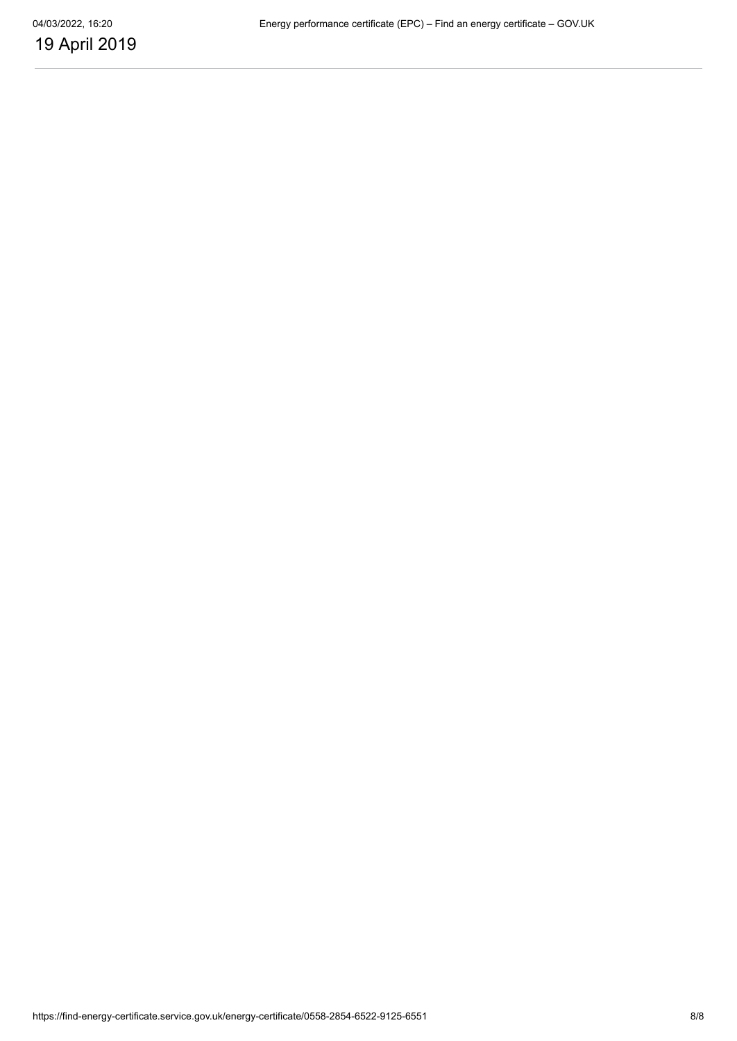19 April 2019